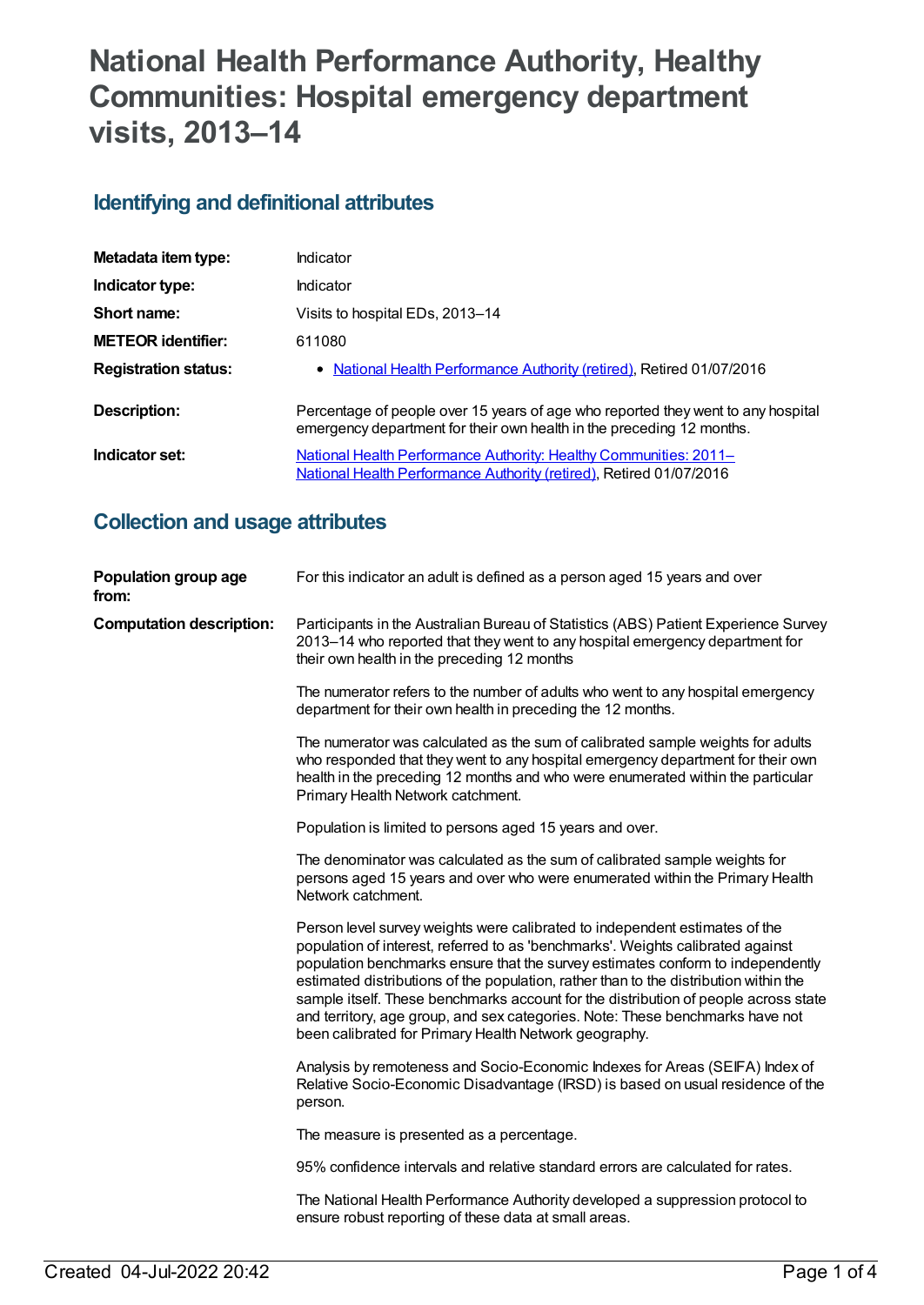# National Health Performance Authority, Healthy Communities: Hospital emergency department visits, 2013–14

## Identifying and definitional attributes

| | |
|---|---|
| **Metadata item type:** | Indicator |
| **Indicator type:** | Indicator |
| **Short name:** | Visits to hospital EDs, 2013–14 |
| **METEOR identifier:** | 611080 |
| **Registration status:** | • National Health Performance Authority (retired), Retired 01/07/2016 |
| **Description:** | Percentage of people over 15 years of age who reported they went to any hospital emergency department for their own health in the preceding 12 months. |
| **Indicator set:** | National Health Performance Authority: Healthy Communities: 2011– National Health Performance Authority (retired), Retired 01/07/2016 |

## Collection and usage attributes

**Population group age from:**

For this indicator an adult is defined as a person aged 15 years and over

**Computation description:**

Participants in the Australian Bureau of Statistics (ABS) Patient Experience Survey 2013–14 who reported that they went to any hospital emergency department for their own health in the preceding 12 months

The numerator refers to the number of adults who went to any hospital emergency department for their own health in preceding the 12 months.

The numerator was calculated as the sum of calibrated sample weights for adults who responded that they went to any hospital emergency department for their own health in the preceding 12 months and who were enumerated within the particular Primary Health Network catchment.

Population is limited to persons aged 15 years and over.

The denominator was calculated as the sum of calibrated sample weights for persons aged 15 years and over who were enumerated within the Primary Health Network catchment.

Person level survey weights were calibrated to independent estimates of the population of interest, referred to as 'benchmarks'. Weights calibrated against population benchmarks ensure that the survey estimates conform to independently estimated distributions of the population, rather than to the distribution within the sample itself. These benchmarks account for the distribution of people across state and territory, age group, and sex categories. Note: These benchmarks have not been calibrated for Primary Health Network geography.

Analysis by remoteness and Socio-Economic Indexes for Areas (SEIFA) Index of Relative Socio-Economic Disadvantage (IRSD) is based on usual residence of the person.

The measure is presented as a percentage.

95% confidence intervals and relative standard errors are calculated for rates.

The National Health Performance Authority developed a suppression protocol to ensure robust reporting of these data at small areas.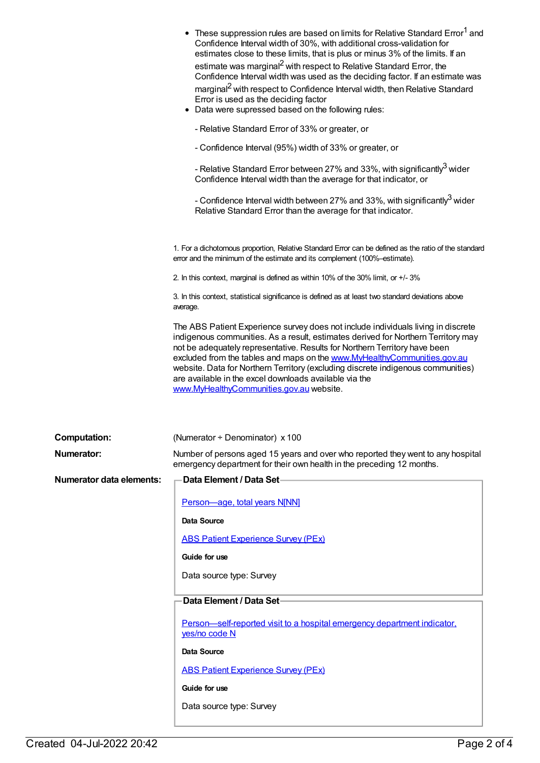- These suppression rules are based on limits for Relative Standard Error[1] and Confidence Interval width of 30%, with additional cross-validation for estimates close to these limits, that is plus or minus 3% of the limits. If an estimate was marginal[2] with respect to Relative Standard Error, the Confidence Interval width was used as the deciding factor. If an estimate was marginal[2] with respect to Confidence Interval width, then Relative Standard Error is used as the deciding factor
- Data were supressed based on the following rules:

  - Relative Standard Error of 33% or greater, or

  - Confidence Interval (95%) width of 33% or greater, or

  - Relative Standard Error between 27% and 33%, with significantly[3] wider Confidence Interval width than the average for that indicator, or

  - Confidence Interval width between 27% and 33%, with significantly[3] wider Relative Standard Error than the average for that indicator.

1. For a dichotomous proportion, Relative Standard Error can be defined as the ratio of the standard error and the minimum of the estimate and its complement (100%–estimate).

2. In this context, marginal is defined as within 10% of the 30% limit, or +/- 3%

3. In this context, statistical significance is defined as at least two standard deviations above average.

The ABS Patient Experience survey does not include individuals living in discrete indigenous communities. As a result, estimates derived for Northern Territory may not be adequately representative. Results for Northern Territory have been excluded from the tables and maps on the www.MyHealthyCommunities.gov.au website. Data for Northern Territory (excluding discrete indigenous communities) are available in the excel downloads available via the www.MyHealthyCommunities.gov.au website.

**Computation:** (Numerator ÷ Denominator) x 100

**Numerator:** Number of persons aged 15 years and over who reported they went to any hospital emergency department for their own health in the preceding 12 months.

**Numerator data elements:**

**Data Element / Data Set**

Person—age, total years N[NN]

**Data Source**

ABS Patient Experience Survey (PEx)

**Guide for use**

Data source type: Survey

**Data Element / Data Set**

Person—self-reported visit to a hospital emergency department indicator, yes/no code N

**Data Source**

ABS Patient Experience Survey (PEx)

**Guide for use**

Data source type: Survey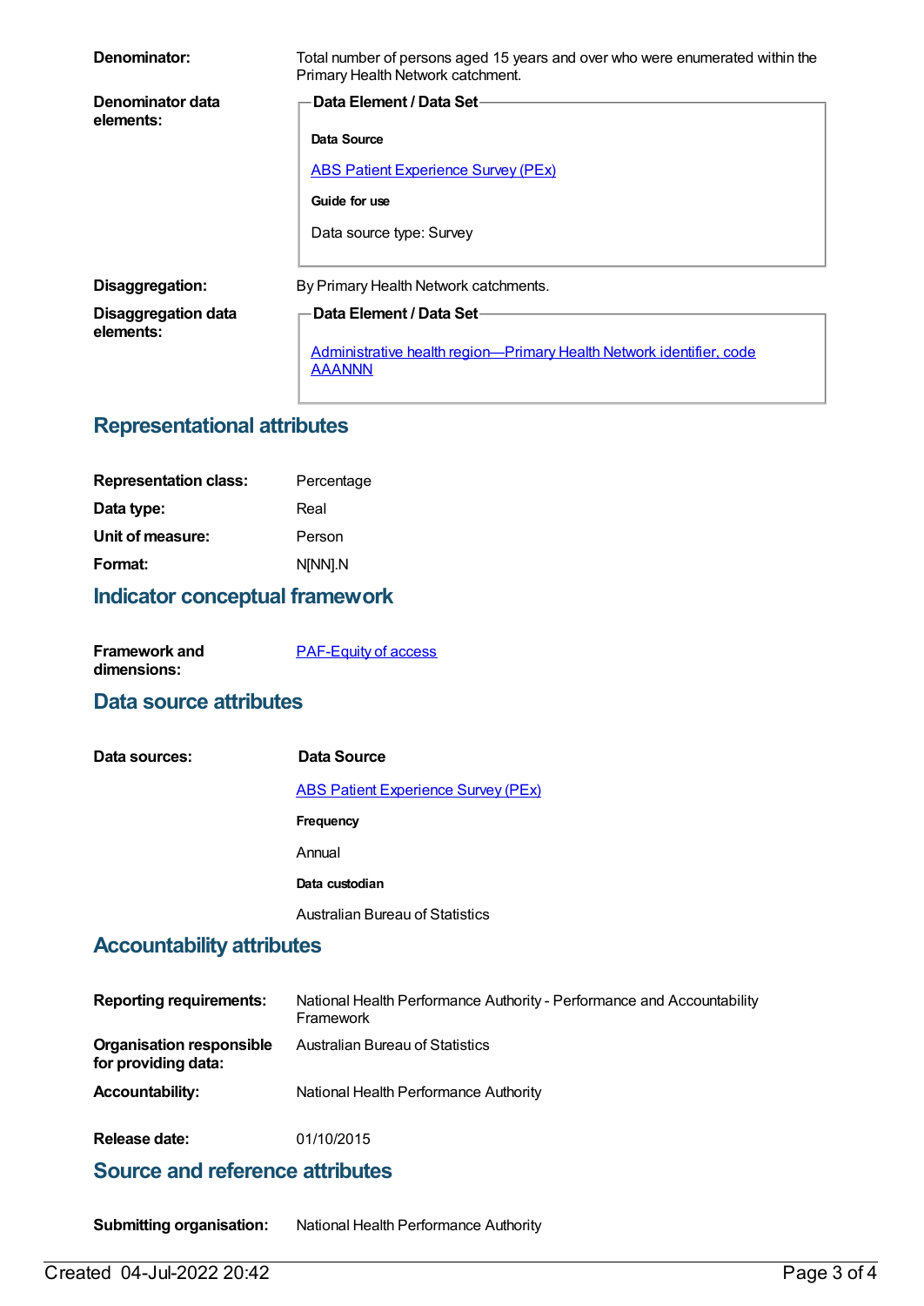**Denominator:** Total number of persons aged 15 years and over who were enumerated within the Primary Health Network catchment.

**Denominator data elements:**

**Data Element / Data Set**

**Data Source**

ABS Patient Experience Survey (PEx)

**Guide for use**

Data source type: Survey

**Disaggregation:** By Primary Health Network catchments.

**Disaggregation data elements:**

**Data Element / Data Set**

Administrative health region—Primary Health Network identifier, code AAANNN

## Representational attributes

**Representation class:** Percentage

**Data type:** Real

**Unit of measure:** Person

**Format:** N[NN].N

## Indicator conceptual framework

**Framework and dimensions:** PAF-Equity of access

## Data source attributes

**Data sources:**

**Data Source**

ABS Patient Experience Survey (PEx)

**Frequency**

Annual

**Data custodian**

Australian Bureau of Statistics

## Accountability attributes

**Reporting requirements:** National Health Performance Authority - Performance and Accountability Framework

**Organisation responsible for providing data:** Australian Bureau of Statistics

**Accountability:** National Health Performance Authority

**Release date:** 01/10/2015

## Source and reference attributes

**Submitting organisation:** National Health Performance Authority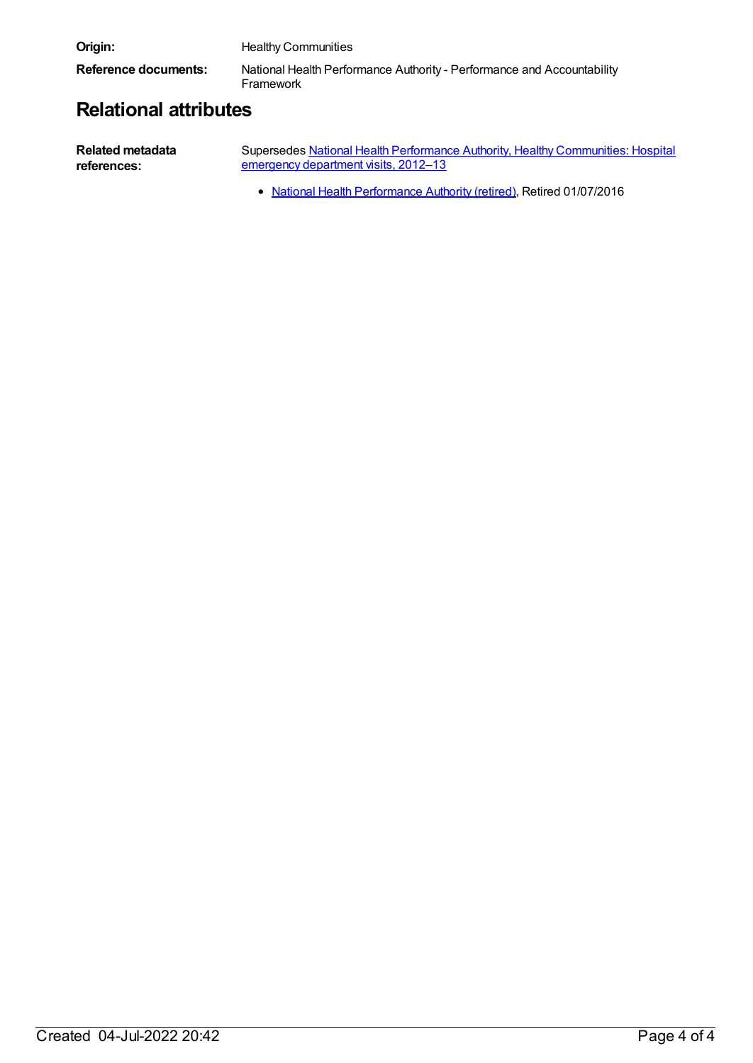**Origin:** Healthy Communities

**Reference documents:** National Health Performance Authority - Performance and Accountability Framework

## Relational attributes

**Related metadata references:** Supersedes National Health Performance Authority, Healthy Communities: Hospital emergency department visits, 2012–13

- National Health Performance Authority (retired), Retired 01/07/2016